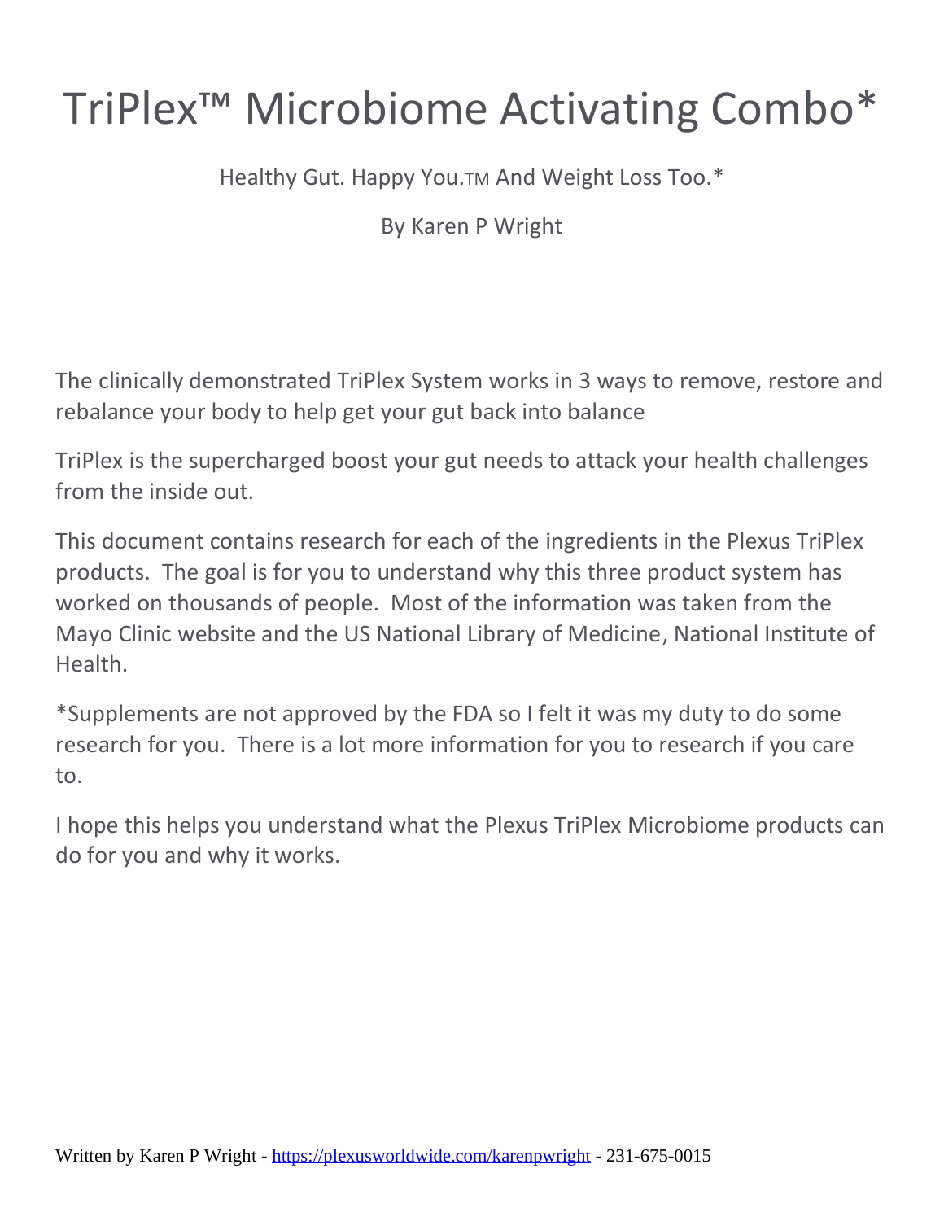# TriPlex™ Microbiome Activating Combo*

Healthy Gut. Happy You.™ And Weight Loss Too.*

By Karen P Wright

The clinically demonstrated TriPlex System works in 3 ways to remove, restore and rebalance your body to help get your gut back into balance

TriPlex is the supercharged boost your gut needs to attack your health challenges from the inside out.

This document contains research for each of the ingredients in the Plexus TriPlex products. The goal is for you to understand why this three product system has worked on thousands of people. Most of the information was taken from the Mayo Clinic website and the US National Library of Medicine, National Institute of Health.

*Supplements are not approved by the FDA so I felt it was my duty to do some research for you. There is a lot more information for you to research if you care to.

I hope this helps you understand what the Plexus TriPlex Microbiome products can do for you and why it works.

Written by Karen P Wright - https://plexusworldwide.com/karenpwright - 231-675-0015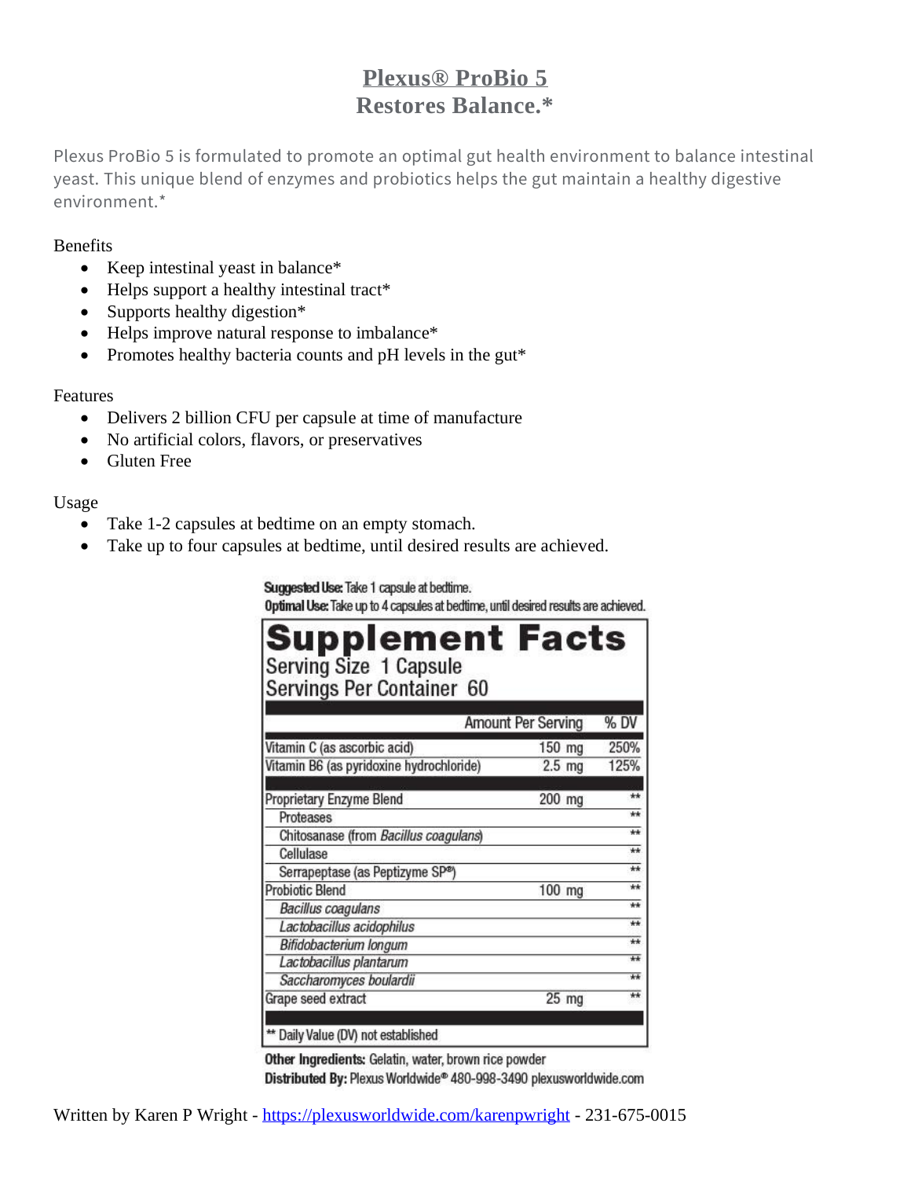# Plexus® ProBio 5
## Restores Balance.*

Plexus ProBio 5 is formulated to promote an optimal gut health environment to balance intestinal yeast. This unique blend of enzymes and probiotics helps the gut maintain a healthy digestive environment.*

Benefits

- Keep intestinal yeast in balance*
- Helps support a healthy intestinal tract*
- Supports healthy digestion*
- Helps improve natural response to imbalance*
- Promotes healthy bacteria counts and pH levels in the gut*

Features

- Delivers 2 billion CFU per capsule at time of manufacture
- No artificial colors, flavors, or preservatives
- Gluten Free

Usage

- Take 1-2 capsules at bedtime on an empty stomach.
- Take up to four capsules at bedtime, until desired results are achieved.

**Suggested Use:** Take 1 capsule at bedtime.
**Optimal Use:** Take up to 4 capsules at bedtime, until desired results are achieved.

**Supplement Facts**
Serving Size 1 Capsule
Servings Per Container 60

| | Amount Per Serving | % DV |
|---|---|---|
| Vitamin C (as ascorbic acid) | 150 mg | 250% |
| Vitamin B6 (as pyridoxine hydrochloride) | 2.5 mg | 125% |
| Proprietary Enzyme Blend | 200 mg | ** |
| Proteases | | ** |
| Chitosanase (from *Bacillus coagulans*) | | ** |
| Cellulase | | ** |
| Serrapeptase (as Peptizyme SP®) | | ** |
| Probiotic Blend | 100 mg | ** |
| *Bacillus coagulans* | | ** |
| *Lactobacillus acidophilus* | | ** |
| *Bifidobacterium longum* | | ** |
| *Lactobacillus plantarum* | | ** |
| *Saccharomyces boulardii* | | ** |
| Grape seed extract | 25 mg | ** |

** Daily Value (DV) not established

**Other Ingredients:** Gelatin, water, brown rice powder
**Distributed By:** Plexus Worldwide® 480-998-3490 plexusworldwide.com

Written by Karen P Wright - https://plexusworldwide.com/karenpwright - 231-675-0015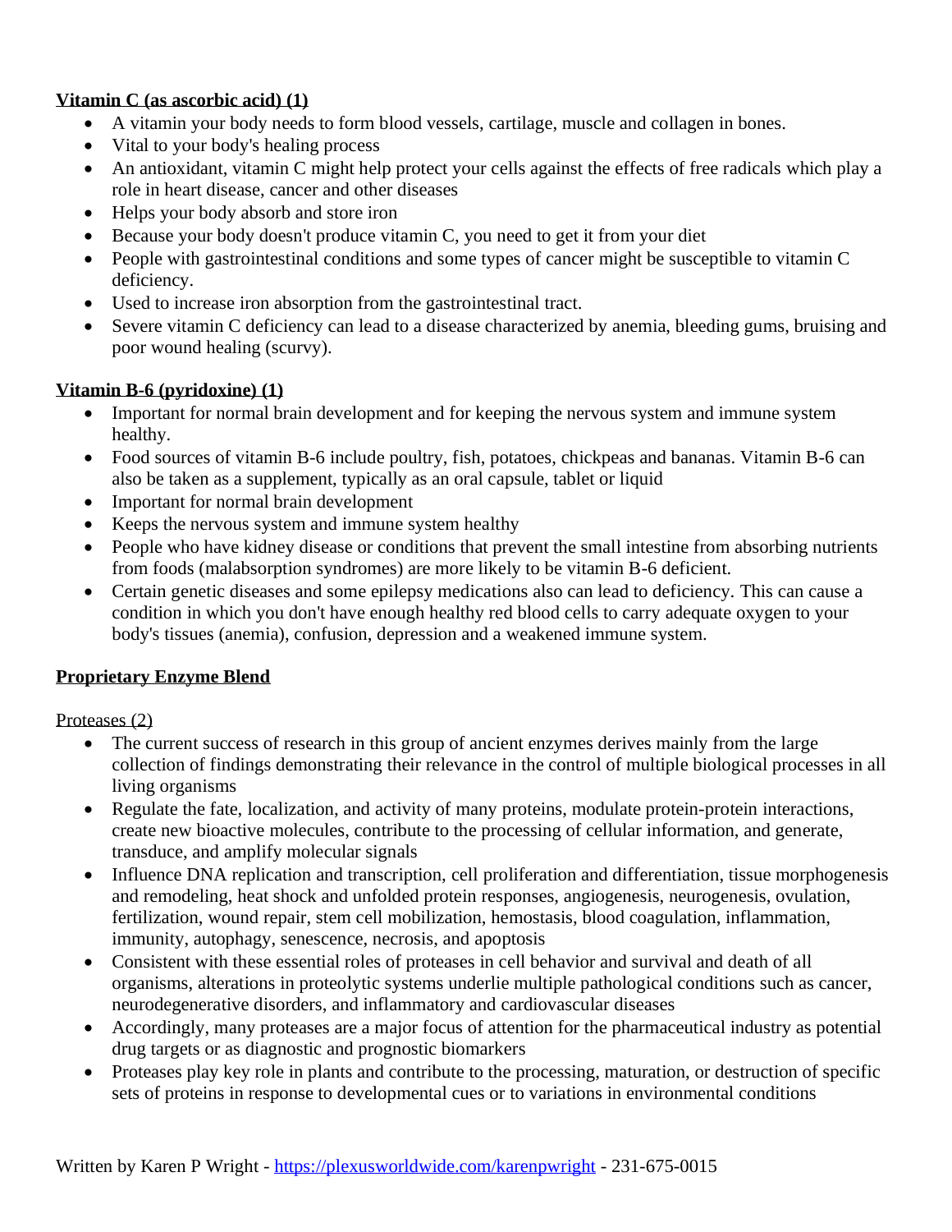**Vitamin C (as ascorbic acid) (1)**

- A vitamin your body needs to form blood vessels, cartilage, muscle and collagen in bones.
- Vital to your body's healing process
- An antioxidant, vitamin C might help protect your cells against the effects of free radicals which play a role in heart disease, cancer and other diseases
- Helps your body absorb and store iron
- Because your body doesn't produce vitamin C, you need to get it from your diet
- People with gastrointestinal conditions and some types of cancer might be susceptible to vitamin C deficiency.
- Used to increase iron absorption from the gastrointestinal tract.
- Severe vitamin C deficiency can lead to a disease characterized by anemia, bleeding gums, bruising and poor wound healing (scurvy).

**Vitamin B-6 (pyridoxine) (1)**

- Important for normal brain development and for keeping the nervous system and immune system healthy.
- Food sources of vitamin B-6 include poultry, fish, potatoes, chickpeas and bananas. Vitamin B-6 can also be taken as a supplement, typically as an oral capsule, tablet or liquid
- Important for normal brain development
- Keeps the nervous system and immune system healthy
- People who have kidney disease or conditions that prevent the small intestine from absorbing nutrients from foods (malabsorption syndromes) are more likely to be vitamin B-6 deficient.
- Certain genetic diseases and some epilepsy medications also can lead to deficiency. This can cause a condition in which you don't have enough healthy red blood cells to carry adequate oxygen to your body's tissues (anemia), confusion, depression and a weakened immune system.

**Proprietary Enzyme Blend**

Proteases (2)

- The current success of research in this group of ancient enzymes derives mainly from the large collection of findings demonstrating their relevance in the control of multiple biological processes in all living organisms
- Regulate the fate, localization, and activity of many proteins, modulate protein-protein interactions, create new bioactive molecules, contribute to the processing of cellular information, and generate, transduce, and amplify molecular signals
- Influence DNA replication and transcription, cell proliferation and differentiation, tissue morphogenesis and remodeling, heat shock and unfolded protein responses, angiogenesis, neurogenesis, ovulation, fertilization, wound repair, stem cell mobilization, hemostasis, blood coagulation, inflammation, immunity, autophagy, senescence, necrosis, and apoptosis
- Consistent with these essential roles of proteases in cell behavior and survival and death of all organisms, alterations in proteolytic systems underlie multiple pathological conditions such as cancer, neurodegenerative disorders, and inflammatory and cardiovascular diseases
- Accordingly, many proteases are a major focus of attention for the pharmaceutical industry as potential drug targets or as diagnostic and prognostic biomarkers
- Proteases play key role in plants and contribute to the processing, maturation, or destruction of specific sets of proteins in response to developmental cues or to variations in environmental conditions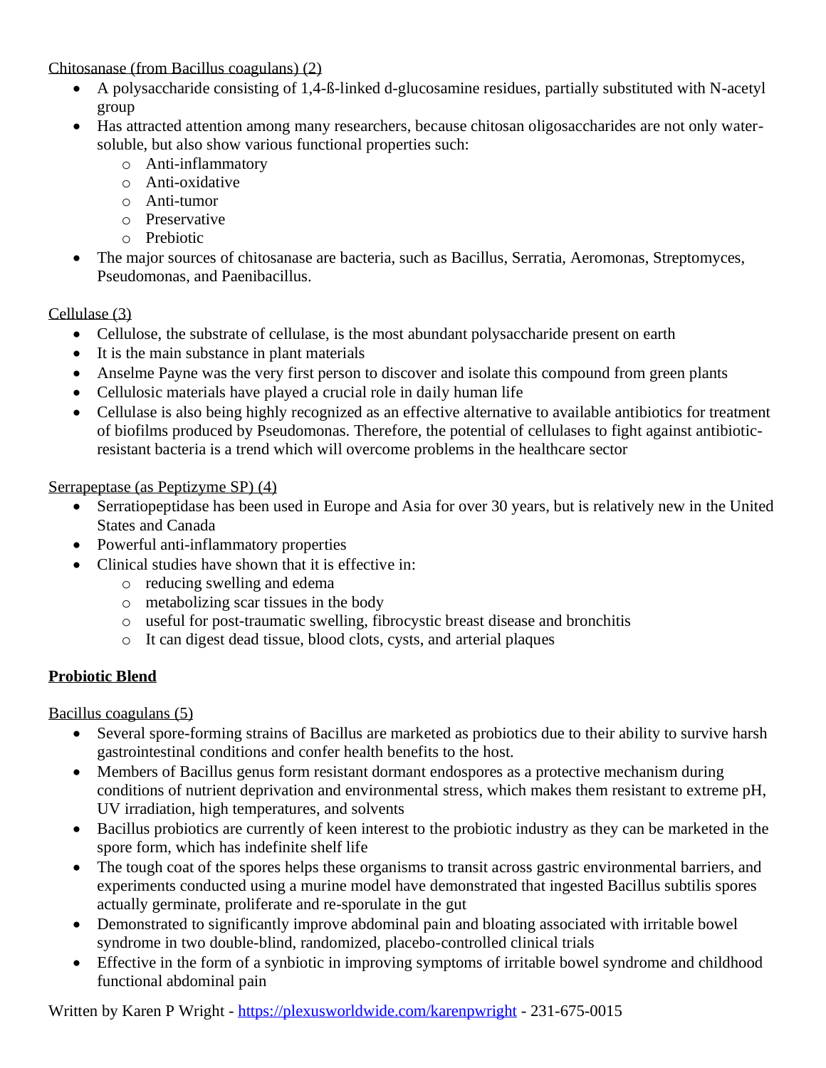Chitosanase (from Bacillus coagulans) (2)

- A polysaccharide consisting of 1,4-ß-linked d-glucosamine residues, partially substituted with N-acetyl group
- Has attracted attention among many researchers, because chitosan oligosaccharides are not only water-soluble, but also show various functional properties such:
  - Anti-inflammatory
  - Anti-oxidative
  - Anti-tumor
  - Preservative
  - Prebiotic
- The major sources of chitosanase are bacteria, such as Bacillus, Serratia, Aeromonas, Streptomyces, Pseudomonas, and Paenibacillus.

Cellulase (3)

- Cellulose, the substrate of cellulase, is the most abundant polysaccharide present on earth
- It is the main substance in plant materials
- Anselme Payne was the very first person to discover and isolate this compound from green plants
- Cellulosic materials have played a crucial role in daily human life
- Cellulase is also being highly recognized as an effective alternative to available antibiotics for treatment of biofilms produced by Pseudomonas. Therefore, the potential of cellulases to fight against antibiotic-resistant bacteria is a trend which will overcome problems in the healthcare sector

Serrapeptase (as Peptizyme SP) (4)

- Serratiopeptidase has been used in Europe and Asia for over 30 years, but is relatively new in the United States and Canada
- Powerful anti-inflammatory properties
- Clinical studies have shown that it is effective in:
  - reducing swelling and edema
  - metabolizing scar tissues in the body
  - useful for post-traumatic swelling, fibrocystic breast disease and bronchitis
  - It can digest dead tissue, blood clots, cysts, and arterial plaques

**Probiotic Blend**

Bacillus coagulans (5)

- Several spore-forming strains of Bacillus are marketed as probiotics due to their ability to survive harsh gastrointestinal conditions and confer health benefits to the host.
- Members of Bacillus genus form resistant dormant endospores as a protective mechanism during conditions of nutrient deprivation and environmental stress, which makes them resistant to extreme pH, UV irradiation, high temperatures, and solvents
- Bacillus probiotics are currently of keen interest to the probiotic industry as they can be marketed in the spore form, which has indefinite shelf life
- The tough coat of the spores helps these organisms to transit across gastric environmental barriers, and experiments conducted using a murine model have demonstrated that ingested Bacillus subtilis spores actually germinate, proliferate and re-sporulate in the gut
- Demonstrated to significantly improve abdominal pain and bloating associated with irritable bowel syndrome in two double-blind, randomized, placebo-controlled clinical trials
- Effective in the form of a synbiotic in improving symptoms of irritable bowel syndrome and childhood functional abdominal pain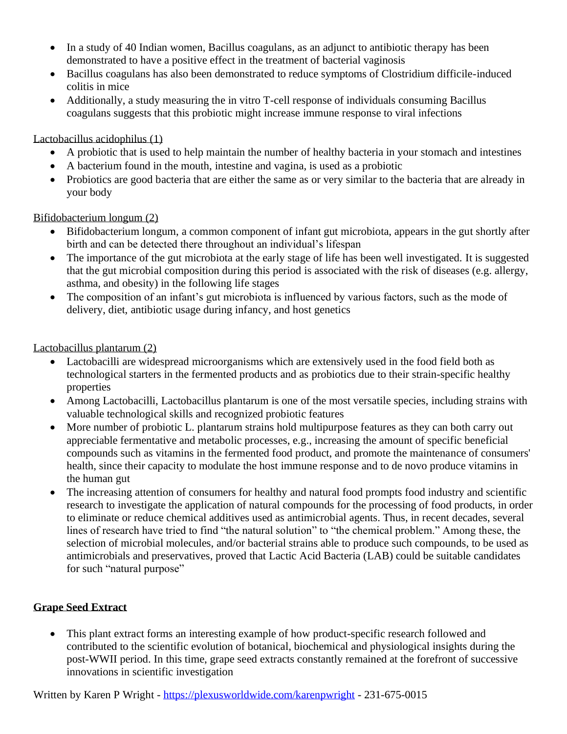- In a study of 40 Indian women, Bacillus coagulans, as an adjunct to antibiotic therapy has been demonstrated to have a positive effect in the treatment of bacterial vaginosis
- Bacillus coagulans has also been demonstrated to reduce symptoms of Clostridium difficile-induced colitis in mice
- Additionally, a study measuring the in vitro T-cell response of individuals consuming Bacillus coagulans suggests that this probiotic might increase immune response to viral infections

Lactobacillus acidophilus (1)

- A probiotic that is used to help maintain the number of healthy bacteria in your stomach and intestines
- A bacterium found in the mouth, intestine and vagina, is used as a probiotic
- Probiotics are good bacteria that are either the same as or very similar to the bacteria that are already in your body

Bifidobacterium longum (2)

- Bifidobacterium longum, a common component of infant gut microbiota, appears in the gut shortly after birth and can be detected there throughout an individual's lifespan
- The importance of the gut microbiota at the early stage of life has been well investigated. It is suggested that the gut microbial composition during this period is associated with the risk of diseases (e.g. allergy, asthma, and obesity) in the following life stages
- The composition of an infant's gut microbiota is influenced by various factors, such as the mode of delivery, diet, antibiotic usage during infancy, and host genetics

Lactobacillus plantarum (2)

- Lactobacilli are widespread microorganisms which are extensively used in the food field both as technological starters in the fermented products and as probiotics due to their strain-specific healthy properties
- Among Lactobacilli, Lactobacillus plantarum is one of the most versatile species, including strains with valuable technological skills and recognized probiotic features
- More number of probiotic L. plantarum strains hold multipurpose features as they can both carry out appreciable fermentative and metabolic processes, e.g., increasing the amount of specific beneficial compounds such as vitamins in the fermented food product, and promote the maintenance of consumers' health, since their capacity to modulate the host immune response and to de novo produce vitamins in the human gut
- The increasing attention of consumers for healthy and natural food prompts food industry and scientific research to investigate the application of natural compounds for the processing of food products, in order to eliminate or reduce chemical additives used as antimicrobial agents. Thus, in recent decades, several lines of research have tried to find "the natural solution" to "the chemical problem." Among these, the selection of microbial molecules, and/or bacterial strains able to produce such compounds, to be used as antimicrobials and preservatives, proved that Lactic Acid Bacteria (LAB) could be suitable candidates for such "natural purpose"

**Grape Seed Extract**

- This plant extract forms an interesting example of how product-specific research followed and contributed to the scientific evolution of botanical, biochemical and physiological insights during the post-WWII period. In this time, grape seed extracts constantly remained at the forefront of successive innovations in scientific investigation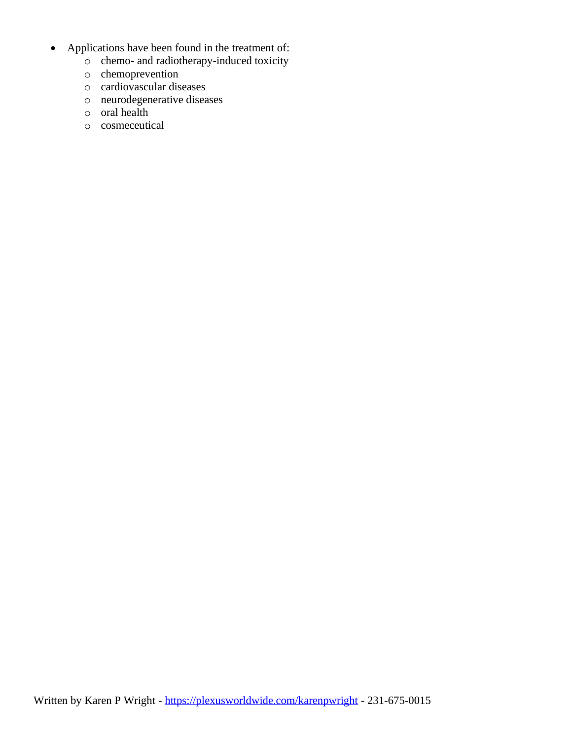- Applications have been found in the treatment of:
  - chemo- and radiotherapy-induced toxicity
  - chemoprevention
  - cardiovascular diseases
  - neurodegenerative diseases
  - oral health
  - cosmeceutical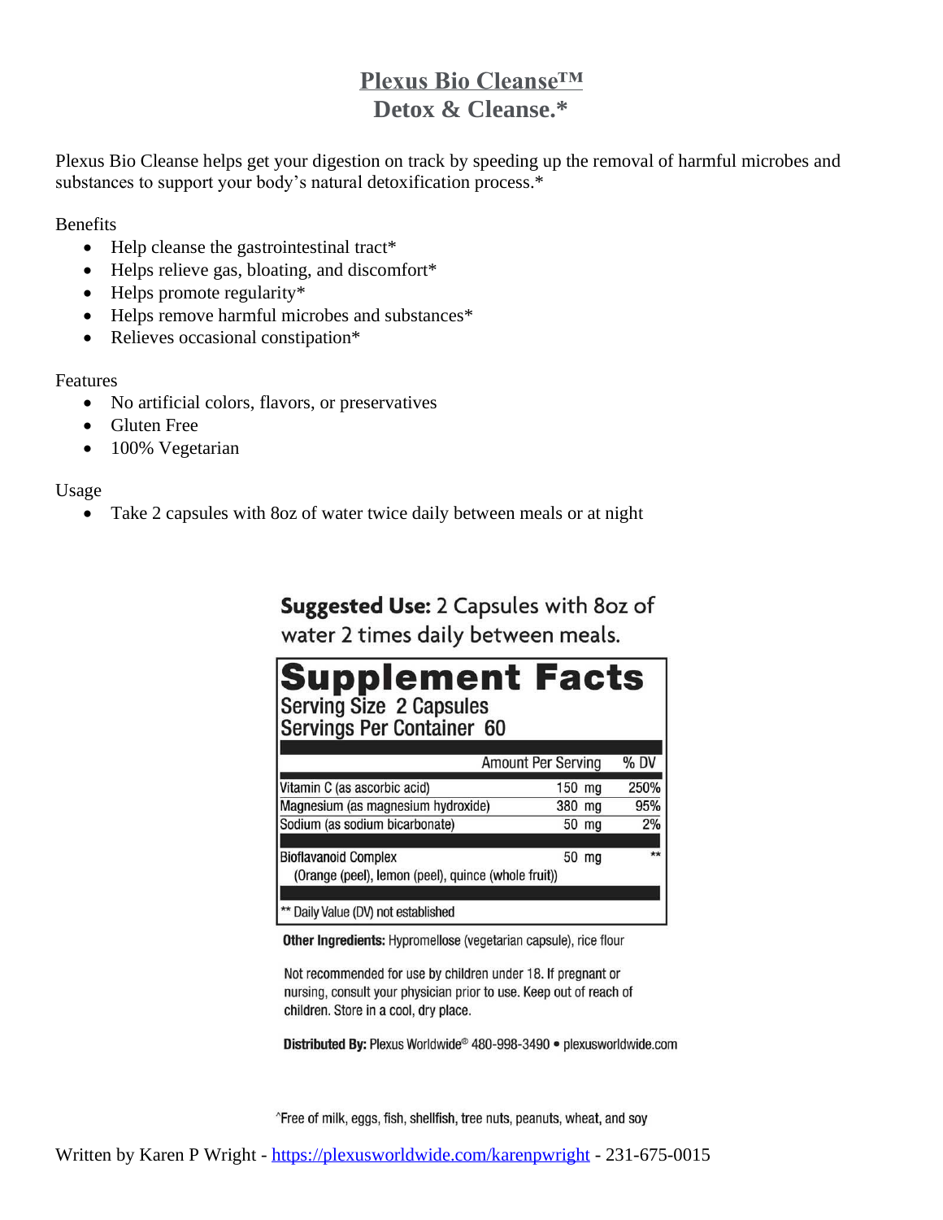# Plexus Bio Cleanse™
## Detox & Cleanse.*

Plexus Bio Cleanse helps get your digestion on track by speeding up the removal of harmful microbes and substances to support your body's natural detoxification process.*

Benefits

- Help cleanse the gastrointestinal tract*
- Helps relieve gas, bloating, and discomfort*
- Helps promote regularity*
- Helps remove harmful microbes and substances*
- Relieves occasional constipation*

Features

- No artificial colors, flavors, or preservatives
- Gluten Free
- 100% Vegetarian

Usage

- Take 2 capsules with 8oz of water twice daily between meals or at night

**Suggested Use:** 2 Capsules with 8oz of water 2 times daily between meals.

**Supplement Facts**
Serving Size 2 Capsules
Servings Per Container 60

| | Amount Per Serving | % DV |
|---|---|---|
| Vitamin C (as ascorbic acid) | 150 mg | 250% |
| Magnesium (as magnesium hydroxide) | 380 mg | 95% |
| Sodium (as sodium bicarbonate) | 50 mg | 2% |
| Bioflavanoid Complex (Orange (peel), lemon (peel), quince (whole fruit)) | 50 mg | ** |

** Daily Value (DV) not established

**Other Ingredients:** Hypromellose (vegetarian capsule), rice flour

Not recommended for use by children under 18. If pregnant or nursing, consult your physician prior to use. Keep out of reach of children. Store in a cool, dry place.

**Distributed By:** Plexus Worldwide® 480-998-3490 • plexusworldwide.com

^Free of milk, eggs, fish, shellfish, tree nuts, peanuts, wheat, and soy

Written by Karen P Wright - https://plexusworldwide.com/karenpwright - 231-675-0015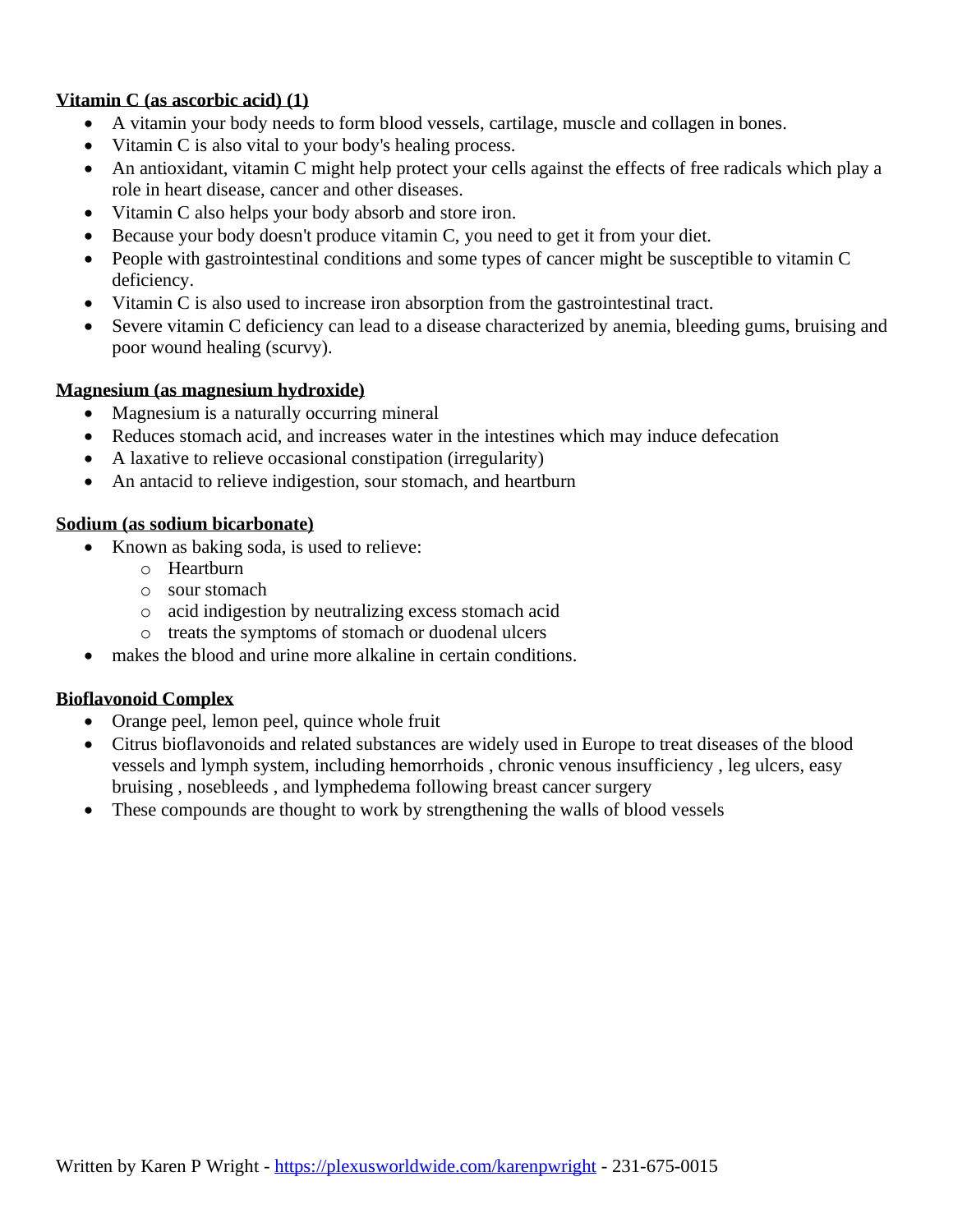**Vitamin C (as ascorbic acid) (1)**

- A vitamin your body needs to form blood vessels, cartilage, muscle and collagen in bones.
- Vitamin C is also vital to your body's healing process.
- An antioxidant, vitamin C might help protect your cells against the effects of free radicals which play a role in heart disease, cancer and other diseases.
- Vitamin C also helps your body absorb and store iron.
- Because your body doesn't produce vitamin C, you need to get it from your diet.
- People with gastrointestinal conditions and some types of cancer might be susceptible to vitamin C deficiency.
- Vitamin C is also used to increase iron absorption from the gastrointestinal tract.
- Severe vitamin C deficiency can lead to a disease characterized by anemia, bleeding gums, bruising and poor wound healing (scurvy).

**Magnesium (as magnesium hydroxide)**

- Magnesium is a naturally occurring mineral
- Reduces stomach acid, and increases water in the intestines which may induce defecation
- A laxative to relieve occasional constipation (irregularity)
- An antacid to relieve indigestion, sour stomach, and heartburn

**Sodium (as sodium bicarbonate)**

- Known as baking soda, is used to relieve:
  - Heartburn
  - sour stomach
  - acid indigestion by neutralizing excess stomach acid
  - treats the symptoms of stomach or duodenal ulcers
- makes the blood and urine more alkaline in certain conditions.

**Bioflavonoid Complex**

- Orange peel, lemon peel, quince whole fruit
- Citrus bioflavonoids and related substances are widely used in Europe to treat diseases of the blood vessels and lymph system, including hemorrhoids , chronic venous insufficiency , leg ulcers, easy bruising , nosebleeds , and lymphedema following breast cancer surgery
- These compounds are thought to work by strengthening the walls of blood vessels

Written by Karen P Wright - https://plexusworldwide.com/karenpwright - 231-675-0015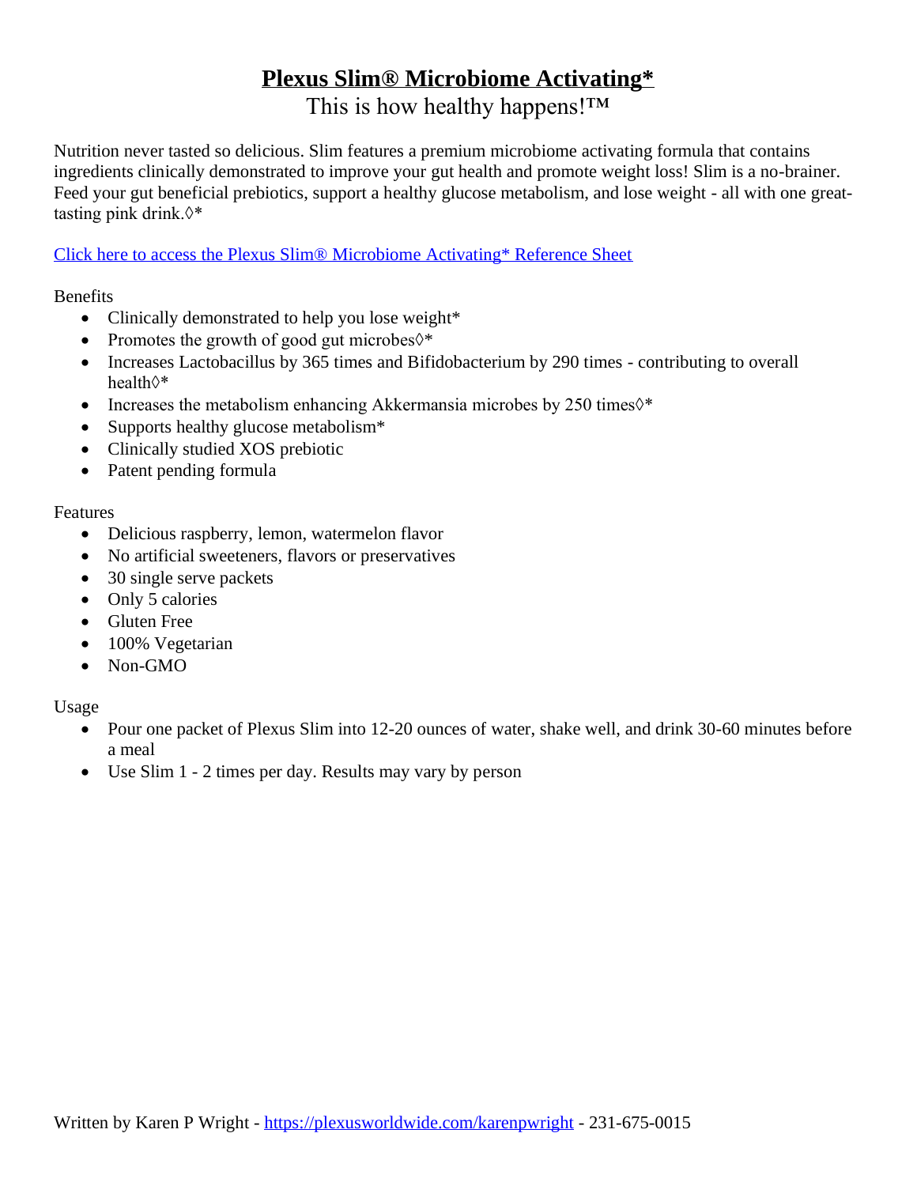# Plexus Slim® Microbiome Activating*

This is how healthy happens!™

Nutrition never tasted so delicious. Slim features a premium microbiome activating formula that contains ingredients clinically demonstrated to improve your gut health and promote weight loss! Slim is a no-brainer. Feed your gut beneficial prebiotics, support a healthy glucose metabolism, and lose weight - all with one great-tasting pink drink.◊*

[Click here to access the Plexus Slim® Microbiome Activating* Reference Sheet]

Benefits

- Clinically demonstrated to help you lose weight*
- Promotes the growth of good gut microbes◊*
- Increases Lactobacillus by 365 times and Bifidobacterium by 290 times - contributing to overall health◊*
- Increases the metabolism enhancing Akkermansia microbes by 250 times◊*
- Supports healthy glucose metabolism*
- Clinically studied XOS prebiotic
- Patent pending formula

Features

- Delicious raspberry, lemon, watermelon flavor
- No artificial sweeteners, flavors or preservatives
- 30 single serve packets
- Only 5 calories
- Gluten Free
- 100% Vegetarian
- Non-GMO

Usage

- Pour one packet of Plexus Slim into 12-20 ounces of water, shake well, and drink 30-60 minutes before a meal
- Use Slim 1 - 2 times per day. Results may vary by person

Written by Karen P Wright - https://plexusworldwide.com/karenpwright - 231-675-0015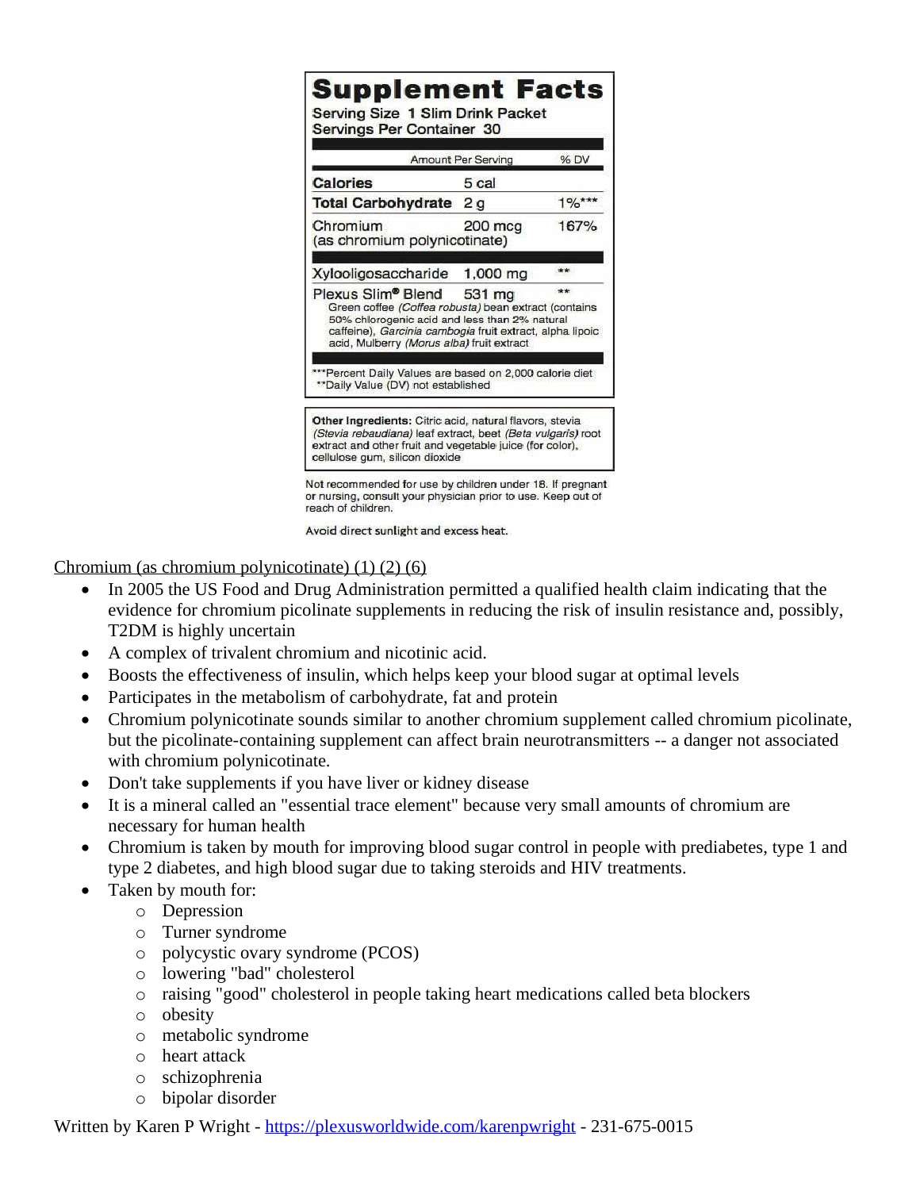# Supplement Facts

Serving Size 1 Slim Drink Packet
Servings Per Container 30

| | Amount Per Serving | % DV |
|---|---|---|
| **Calories** | 5 cal | |
| **Total Carbohydrate** | 2 g | 1%*** |
| Chromium (as chromium polynicotinate) | 200 mcg | 167% |
| Xylooligosaccharide | 1,000 mg | ** |
| Plexus Slim® Blend | 531 mg | ** |

Green coffee (*Coffea robusta*) bean extract (contains 50% chlorogenic acid and less than 2% natural caffeine), *Garcinia cambogia* fruit extract, alpha lipoic acid, Mulberry (*Morus alba*) fruit extract

***Percent Daily Values are based on 2,000 calorie diet
**Daily Value (DV) not established

**Other Ingredients:** Citric acid, natural flavors, stevia (*Stevia rebaudiana*) leaf extract, beet (*Beta vulgaris*) root extract and other fruit and vegetable juice (for color), cellulose gum, silicon dioxide

Not recommended for use by children under 18. If pregnant or nursing, consult your physician prior to use. Keep out of reach of children.

Avoid direct sunlight and excess heat.

Chromium (as chromium polynicotinate) (1) (2) (6)

- In 2005 the US Food and Drug Administration permitted a qualified health claim indicating that the evidence for chromium picolinate supplements in reducing the risk of insulin resistance and, possibly, T2DM is highly uncertain
- A complex of trivalent chromium and nicotinic acid.
- Boosts the effectiveness of insulin, which helps keep your blood sugar at optimal levels
- Participates in the metabolism of carbohydrate, fat and protein
- Chromium polynicotinate sounds similar to another chromium supplement called chromium picolinate, but the picolinate-containing supplement can affect brain neurotransmitters -- a danger not associated with chromium polynicotinate.
- Don't take supplements if you have liver or kidney disease
- It is a mineral called an "essential trace element" because very small amounts of chromium are necessary for human health
- Chromium is taken by mouth for improving blood sugar control in people with prediabetes, type 1 and type 2 diabetes, and high blood sugar due to taking steroids and HIV treatments.
- Taken by mouth for:
  - Depression
  - Turner syndrome
  - polycystic ovary syndrome (PCOS)
  - lowering "bad" cholesterol
  - raising "good" cholesterol in people taking heart medications called beta blockers
  - obesity
  - metabolic syndrome
  - heart attack
  - schizophrenia
  - bipolar disorder

Written by Karen P Wright - https://plexusworldwide.com/karenpwright - 231-675-0015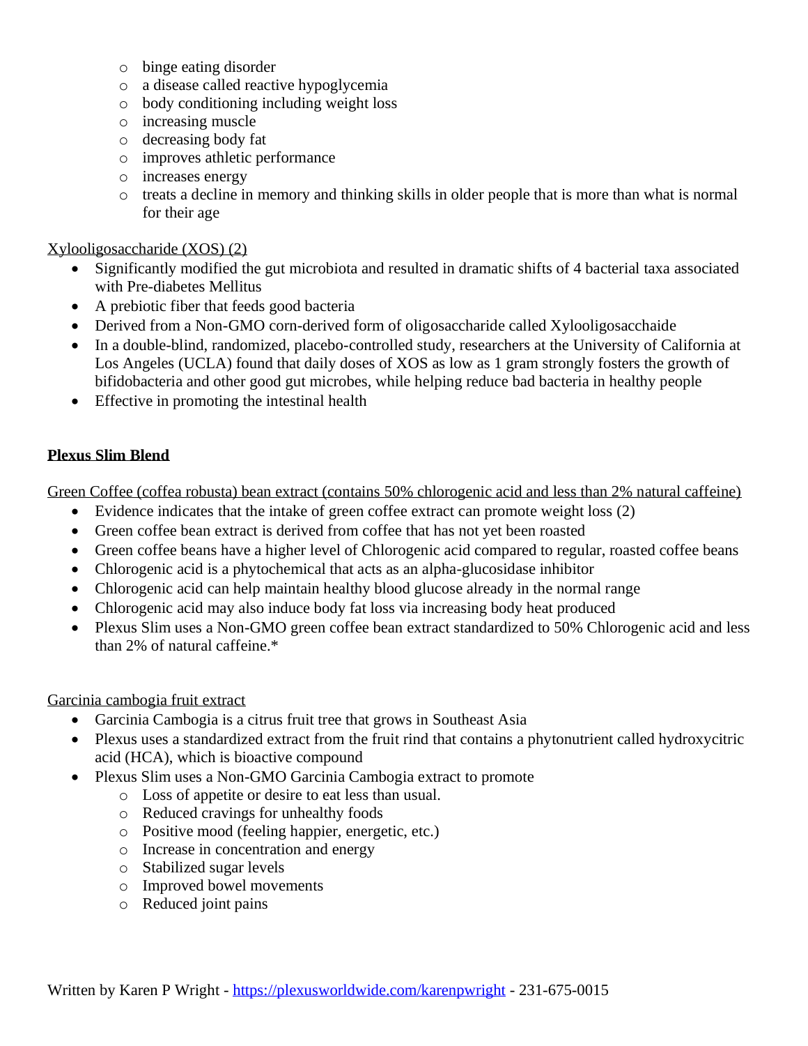- binge eating disorder
    - a disease called reactive hypoglycemia
    - body conditioning including weight loss
    - increasing muscle
    - decreasing body fat
    - improves athletic performance
    - increases energy
    - treats a decline in memory and thinking skills in older people that is more than what is normal for their age

<u>Xylooligosaccharide (XOS) (2)</u>

- Significantly modified the gut microbiota and resulted in dramatic shifts of 4 bacterial taxa associated with Pre-diabetes Mellitus
- A prebiotic fiber that feeds good bacteria
- Derived from a Non-GMO corn-derived form of oligosaccharide called Xylooligosacchaide
- In a double-blind, randomized, placebo-controlled study, researchers at the University of California at Los Angeles (UCLA) found that daily doses of XOS as low as 1 gram strongly fosters the growth of bifidobacteria and other good gut microbes, while helping reduce bad bacteria in healthy people
- Effective in promoting the intestinal health

## <u>Plexus Slim Blend</u>

<u>Green Coffee (coffea robusta) bean extract (contains 50% chlorogenic acid and less than 2% natural caffeine)</u>

- Evidence indicates that the intake of green coffee extract can promote weight loss (2)
- Green coffee bean extract is derived from coffee that has not yet been roasted
- Green coffee beans have a higher level of Chlorogenic acid compared to regular, roasted coffee beans
- Chlorogenic acid is a phytochemical that acts as an alpha-glucosidase inhibitor
- Chlorogenic acid can help maintain healthy blood glucose already in the normal range
- Chlorogenic acid may also induce body fat loss via increasing body heat produced
- Plexus Slim uses a Non-GMO green coffee bean extract standardized to 50% Chlorogenic acid and less than 2% of natural caffeine.*

<u>Garcinia cambogia fruit extract</u>

- Garcinia Cambogia is a citrus fruit tree that grows in Southeast Asia
- Plexus uses a standardized extract from the fruit rind that contains a phytonutrient called hydroxycitric acid (HCA), which is bioactive compound
- Plexus Slim uses a Non-GMO Garcinia Cambogia extract to promote
    - Loss of appetite or desire to eat less than usual.
    - Reduced cravings for unhealthy foods
    - Positive mood (feeling happier, energetic, etc.)
    - Increase in concentration and energy
    - Stabilized sugar levels
    - Improved bowel movements
    - Reduced joint pains

Written by Karen P Wright - https://plexusworldwide.com/karenpwright - 231-675-0015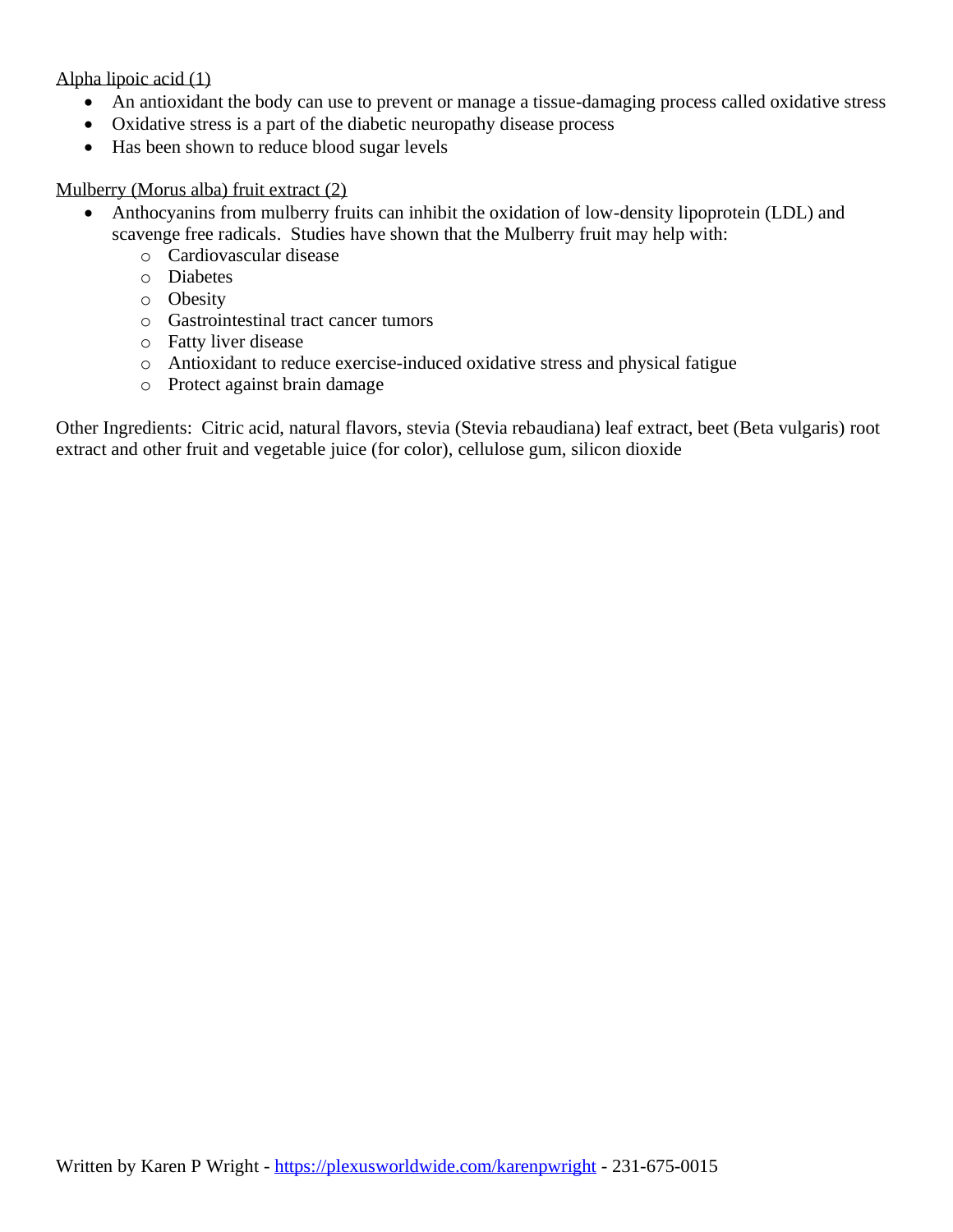<u>Alpha lipoic acid (1)</u>

- An antioxidant the body can use to prevent or manage a tissue-damaging process called oxidative stress
- Oxidative stress is a part of the diabetic neuropathy disease process
- Has been shown to reduce blood sugar levels

<u>Mulberry (Morus alba) fruit extract (2)</u>

- Anthocyanins from mulberry fruits can inhibit the oxidation of low-density lipoprotein (LDL) and scavenge free radicals. Studies have shown that the Mulberry fruit may help with:
  - Cardiovascular disease
  - Diabetes
  - Obesity
  - Gastrointestinal tract cancer tumors
  - Fatty liver disease
  - Antioxidant to reduce exercise-induced oxidative stress and physical fatigue
  - Protect against brain damage

Other Ingredients: Citric acid, natural flavors, stevia (Stevia rebaudiana) leaf extract, beet (Beta vulgaris) root extract and other fruit and vegetable juice (for color), cellulose gum, silicon dioxide

Written by Karen P Wright - https://plexusworldwide.com/karenpwright - 231-675-0015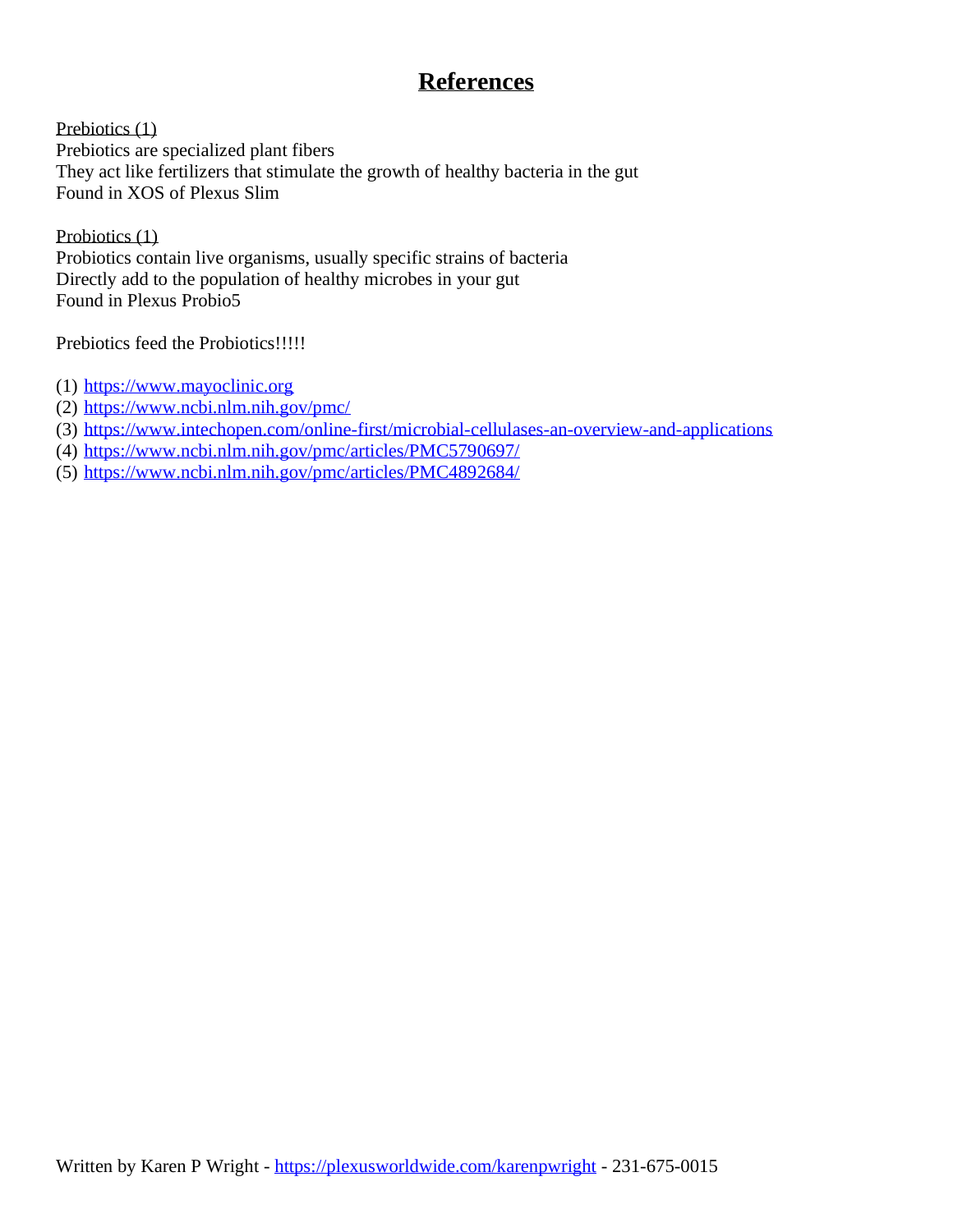# References

<u>Prebiotics (1)</u>
Prebiotics are specialized plant fibers
They act like fertilizers that stimulate the growth of healthy bacteria in the gut
Found in XOS of Plexus Slim

<u>Probiotics (1)</u>
Probiotics contain live organisms, usually specific strains of bacteria
Directly add to the population of healthy microbes in your gut
Found in Plexus Probio5

Prebiotics feed the Probiotics!!!!!

(1) https://www.mayoclinic.org
(2) https://www.ncbi.nlm.nih.gov/pmc/
(3) https://www.intechopen.com/online-first/microbial-cellulases-an-overview-and-applications
(4) https://www.ncbi.nlm.nih.gov/pmc/articles/PMC5790697/
(5) https://www.ncbi.nlm.nih.gov/pmc/articles/PMC4892684/

Written by Karen P Wright - https://plexusworldwide.com/karenpwright - 231-675-0015